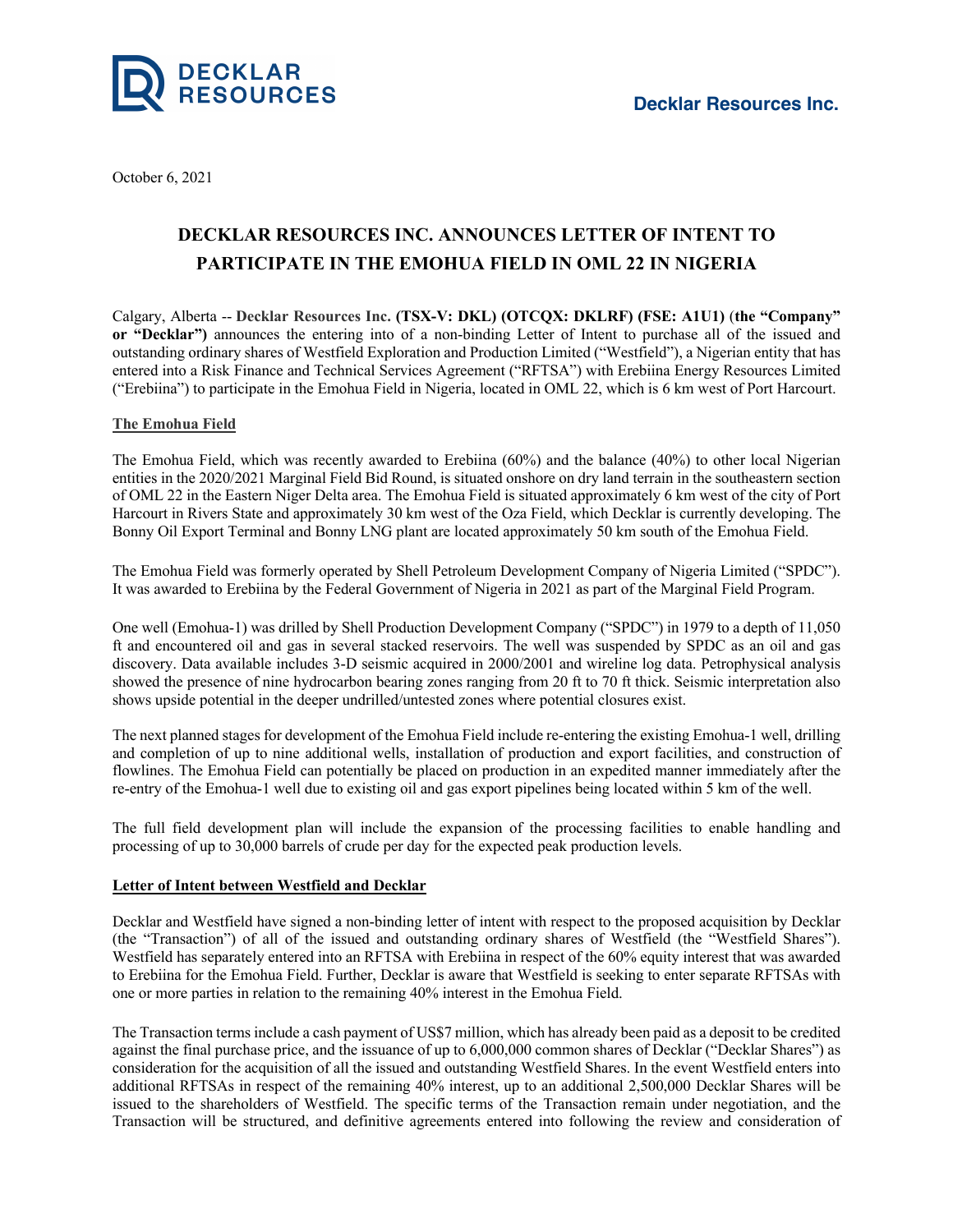Decklar Resources Inc.

October 6, 2021

# DECKLAR RESOURCES INC. ANNOUNCES LETTER OF INTENT TO PARTICIPATE IN THE EMOHUA FIELD IN OML 22 IN NIGERIA

Calgary, Alberta -- **Decklar Resources Inc. (TSX-V: DKL) (OTCQX: DKLRF) (FSE: A1U1)** (**the "Company" or "Decklar")** announces the entering into of a non-binding Letter of Intent to purchase all of the issued and outstanding ordinary shares of Westfield Exploration and Production Limited ("Westfield"), a Nigerian entity that has entered into a Risk Finance and Technical Services Agreement ("RFTSA") with Erebiina Energy Resources Limited ("Erebiina") to participate in the Emohua Field in Nigeria, located in OML 22, which is 6 km west of Port Harcourt.

## The Emohua Field

The Emohua Field, which was recently awarded to Erebiina (60%) and the balance (40%) to other local Nigerian entities in the 2020/2021 Marginal Field Bid Round, is situated onshore on dry land terrain in the southeastern section of OML 22 in the Eastern Niger Delta area. The Emohua Field is situated approximately 6 km west of the city of Port Harcourt in Rivers State and approximately 30 km west of the Oza Field, which Decklar is currently developing. The Bonny Oil Export Terminal and Bonny LNG plant are located approximately 50 km south of the Emohua Field.

The Emohua Field was formerly operated by Shell Petroleum Development Company of Nigeria Limited ("SPDC"). It was awarded to Erebiina by the Federal Government of Nigeria in 2021 as part of the Marginal Field Program.

One well (Emohua-1) was drilled by Shell Production Development Company ("SPDC") in 1979 to a depth of 11,050 ft and encountered oil and gas in several stacked reservoirs. The well was suspended by SPDC as an oil and gas discovery. Data available includes 3-D seismic acquired in 2000/2001 and wireline log data. Petrophysical analysis showed the presence of nine hydrocarbon bearing zones ranging from 20 ft to 70 ft thick. Seismic interpretation also shows upside potential in the deeper undrilled/untested zones where potential closures exist.

The next planned stages for development of the Emohua Field include re-entering the existing Emohua-1 well, drilling and completion of up to nine additional wells, installation of production and export facilities, and construction of flowlines. The Emohua Field can potentially be placed on production in an expedited manner immediately after the re-entry of the Emohua-1 well due to existing oil and gas export pipelines being located within 5 km of the well.

The full field development plan will include the expansion of the processing facilities to enable handling and processing of up to 30,000 barrels of crude per day for the expected peak production levels.

## Letter of Intent between Westfield and Decklar

Decklar and Westfield have signed a non-binding letter of intent with respect to the proposed acquisition by Decklar (the "Transaction") of all of the issued and outstanding ordinary shares of Westfield (the "Westfield Shares"). Westfield has separately entered into an RFTSA with Erebiina in respect of the 60% equity interest that was awarded to Erebiina for the Emohua Field. Further, Decklar is aware that Westfield is seeking to enter separate RFTSAs with one or more parties in relation to the remaining 40% interest in the Emohua Field.

The Transaction terms include a cash payment of US$7 million, which has already been paid as a deposit to be credited against the final purchase price, and the issuance of up to 6,000,000 common shares of Decklar ("Decklar Shares") as consideration for the acquisition of all the issued and outstanding Westfield Shares. In the event Westfield enters into additional RFTSAs in respect of the remaining 40% interest, up to an additional 2,500,000 Decklar Shares will be issued to the shareholders of Westfield. The specific terms of the Transaction remain under negotiation, and the Transaction will be structured, and definitive agreements entered into following the review and consideration of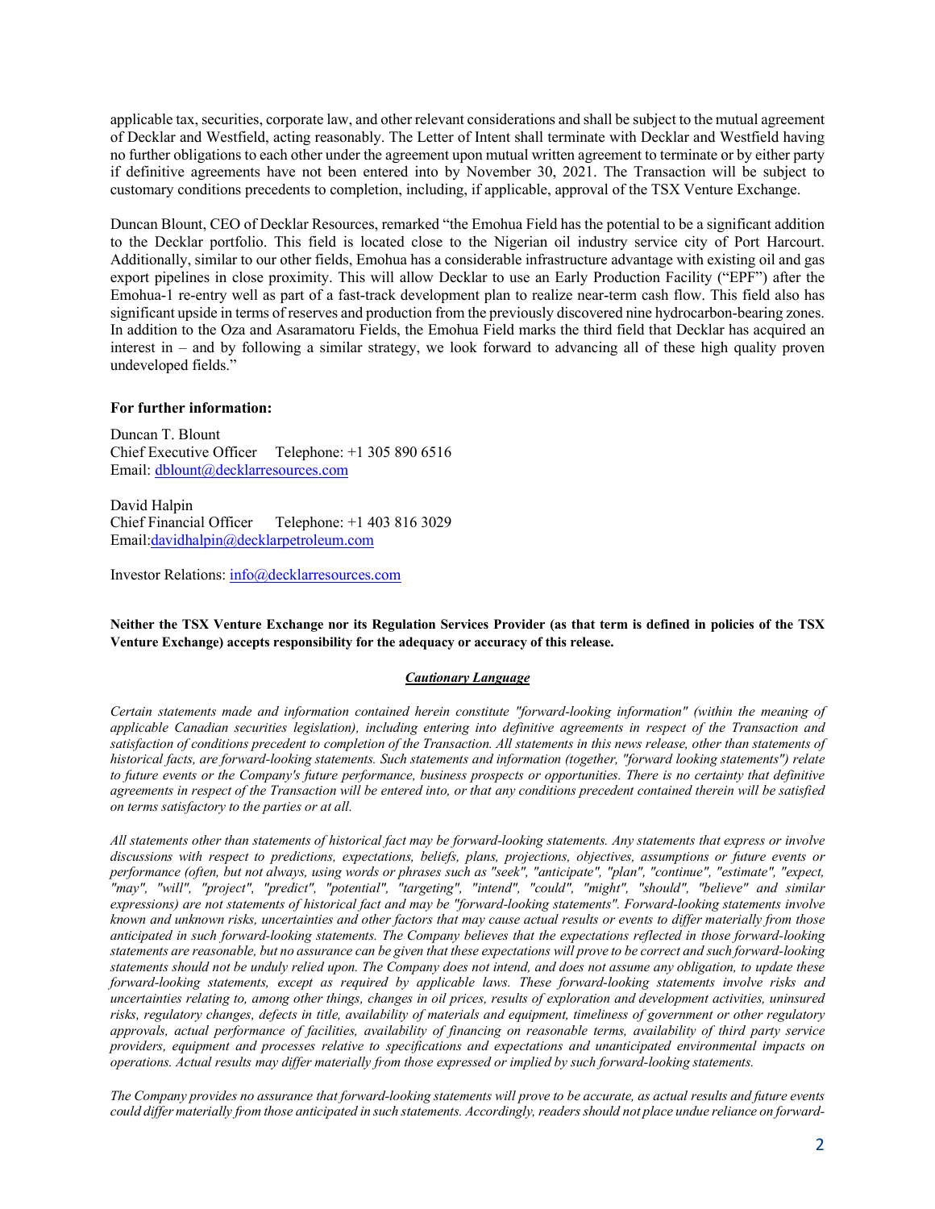applicable tax, securities, corporate law, and other relevant considerations and shall be subject to the mutual agreement of Decklar and Westfield, acting reasonably. The Letter of Intent shall terminate with Decklar and Westfield having no further obligations to each other under the agreement upon mutual written agreement to terminate or by either party if definitive agreements have not been entered into by November 30, 2021. The Transaction will be subject to customary conditions precedents to completion, including, if applicable, approval of the TSX Venture Exchange.

Duncan Blount, CEO of Decklar Resources, remarked "the Emohua Field has the potential to be a significant addition to the Decklar portfolio. This field is located close to the Nigerian oil industry service city of Port Harcourt. Additionally, similar to our other fields, Emohua has a considerable infrastructure advantage with existing oil and gas export pipelines in close proximity. This will allow Decklar to use an Early Production Facility ("EPF") after the Emohua-1 re-entry well as part of a fast-track development plan to realize near-term cash flow. This field also has significant upside in terms of reserves and production from the previously discovered nine hydrocarbon-bearing zones. In addition to the Oza and Asaramatoru Fields, the Emohua Field marks the third field that Decklar has acquired an interest in – and by following a similar strategy, we look forward to advancing all of these high quality proven undeveloped fields."

**For further information:**

Duncan T. Blount
Chief Executive Officer Telephone: +1 305 890 6516
Email: dblount@decklarresources.com

David Halpin
Chief Financial Officer Telephone: +1 403 816 3029
Email:davidhalpin@decklarpetroleum.com

Investor Relations: info@decklarresources.com

**Neither the TSX Venture Exchange nor its Regulation Services Provider (as that term is defined in policies of the TSX Venture Exchange) accepts responsibility for the adequacy or accuracy of this release.**

***Cautionary Language***

*Certain statements made and information contained herein constitute "forward-looking information" (within the meaning of applicable Canadian securities legislation), including entering into definitive agreements in respect of the Transaction and satisfaction of conditions precedent to completion of the Transaction. All statements in this news release, other than statements of historical facts, are forward-looking statements. Such statements and information (together, "forward looking statements") relate to future events or the Company's future performance, business prospects or opportunities. There is no certainty that definitive agreements in respect of the Transaction will be entered into, or that any conditions precedent contained therein will be satisfied on terms satisfactory to the parties or at all.*

*All statements other than statements of historical fact may be forward-looking statements. Any statements that express or involve discussions with respect to predictions, expectations, beliefs, plans, projections, objectives, assumptions or future events or performance (often, but not always, using words or phrases such as "seek", "anticipate", "plan", "continue", "estimate", "expect, "may", "will", "project", "predict", "potential", "targeting", "intend", "could", "might", "should", "believe" and similar expressions) are not statements of historical fact and may be "forward-looking statements". Forward-looking statements involve known and unknown risks, uncertainties and other factors that may cause actual results or events to differ materially from those anticipated in such forward-looking statements. The Company believes that the expectations reflected in those forward-looking statements are reasonable, but no assurance can be given that these expectations will prove to be correct and such forward-looking statements should not be unduly relied upon. The Company does not intend, and does not assume any obligation, to update these forward-looking statements, except as required by applicable laws. These forward-looking statements involve risks and uncertainties relating to, among other things, changes in oil prices, results of exploration and development activities, uninsured risks, regulatory changes, defects in title, availability of materials and equipment, timeliness of government or other regulatory approvals, actual performance of facilities, availability of financing on reasonable terms, availability of third party service providers, equipment and processes relative to specifications and expectations and unanticipated environmental impacts on operations. Actual results may differ materially from those expressed or implied by such forward-looking statements.*

*The Company provides no assurance that forward-looking statements will prove to be accurate, as actual results and future events could differ materially from those anticipated in such statements. Accordingly, readers should not place undue reliance on forward-*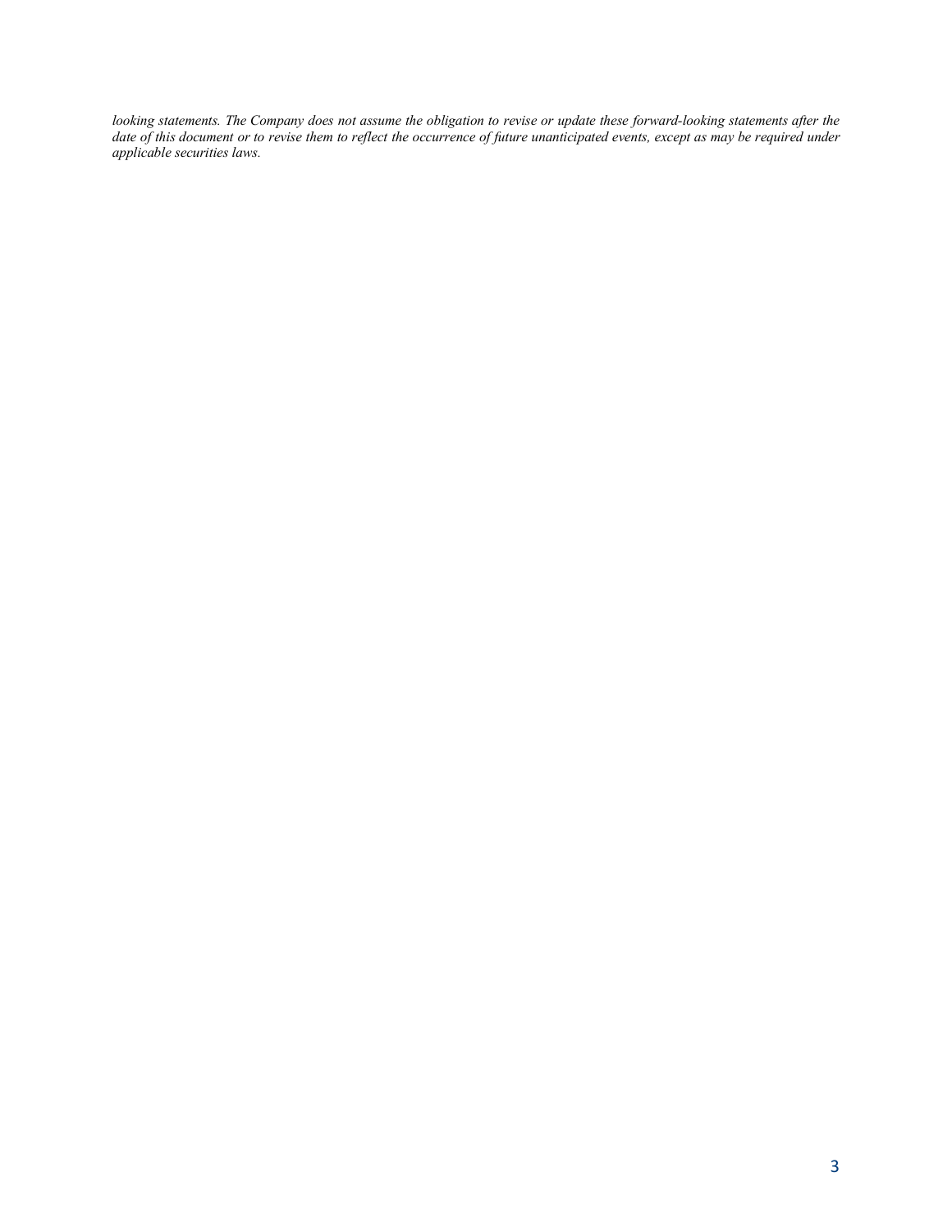*looking statements. The Company does not assume the obligation to revise or update these forward-looking statements after the date of this document or to revise them to reflect the occurrence of future unanticipated events, except as may be required under applicable securities laws.*